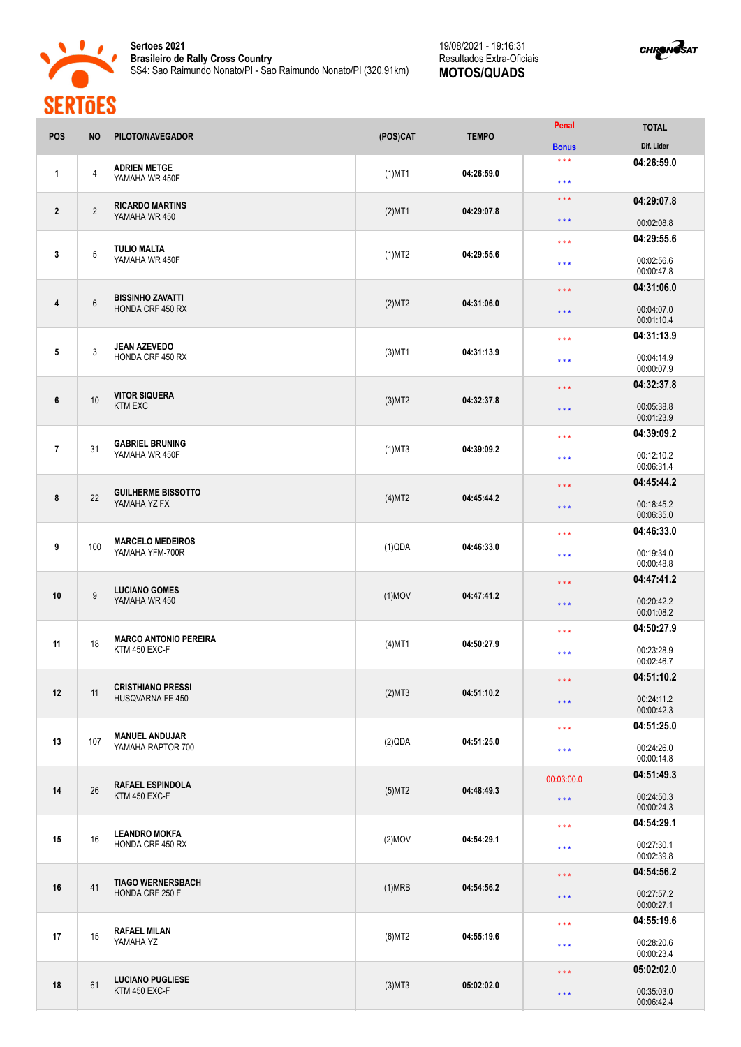**Sertoes 2021**
**Brasileiro de Rally Cross Country**
SS4: Sao Raimundo Nonato/PI - Sao Raimundo Nonato/PI (320.91km)

19/08/2021 - 19:16:31
Resultados Extra-Oficiais
**MOTOS/QUADS**

| POS | NO | PILOTO/NAVEGADOR | (POS)CAT | TEMPO | Penal / Bonus | TOTAL / Dif. Lider |
|---|---|---|---|---|---|---|
| 1 | 4 | **ADRIEN METGE** YAMAHA WR 450F | (1)MT1 | 04:26:59.0 | \*\*\* / \*\*\* | **04:26:59.0** |
| 2 | 2 | **RICARDO MARTINS** YAMAHA WR 450 | (2)MT1 | 04:29:07.8 | \*\*\* / \*\*\* | **04:29:07.8** 00:02:08.8 |
| 3 | 5 | **TULIO MALTA** YAMAHA WR 450F | (1)MT2 | 04:29:55.6 | \*\*\* / \*\*\* | **04:29:55.6** 00:02:56.6 00:00:47.8 |
| 4 | 6 | **BISSINHO ZAVATTI** HONDA CRF 450 RX | (2)MT2 | 04:31:06.0 | \*\*\* / \*\*\* | **04:31:06.0** 00:04:07.0 00:01:10.4 |
| 5 | 3 | **JEAN AZEVEDO** HONDA CRF 450 RX | (3)MT1 | 04:31:13.9 | \*\*\* / \*\*\* | **04:31:13.9** 00:04:14.9 00:00:07.9 |
| 6 | 10 | **VITOR SIQUERA** KTM EXC | (3)MT2 | 04:32:37.8 | \*\*\* / \*\*\* | **04:32:37.8** 00:05:38.8 00:01:23.9 |
| 7 | 31 | **GABRIEL BRUNING** YAMAHA WR 450F | (1)MT3 | 04:39:09.2 | \*\*\* / \*\*\* | **04:39:09.2** 00:12:10.2 00:06:31.4 |
| 8 | 22 | **GUILHERME BISSOTTO** YAMAHA YZ FX | (4)MT2 | 04:45:44.2 | \*\*\* / \*\*\* | **04:45:44.2** 00:18:45.2 00:06:35.0 |
| 9 | 100 | **MARCELO MEDEIROS** YAMAHA YFM-700R | (1)QDA | 04:46:33.0 | \*\*\* / \*\*\* | **04:46:33.0** 00:19:34.0 00:00:48.8 |
| 10 | 9 | **LUCIANO GOMES** YAMAHA WR 450 | (1)MOV | 04:47:41.2 | \*\*\* / \*\*\* | **04:47:41.2** 00:20:42.2 00:01:08.2 |
| 11 | 18 | **MARCO ANTONIO PEREIRA** KTM 450 EXC-F | (4)MT1 | 04:50:27.9 | \*\*\* / \*\*\* | **04:50:27.9** 00:23:28.9 00:02:46.7 |
| 12 | 11 | **CRISTHIANO PRESSI** HUSQVARNA FE 450 | (2)MT3 | 04:51:10.2 | \*\*\* / \*\*\* | **04:51:10.2** 00:24:11.2 00:00:42.3 |
| 13 | 107 | **MANUEL ANDUJAR** YAMAHA RAPTOR 700 | (2)QDA | 04:51:25.0 | \*\*\* / \*\*\* | **04:51:25.0** 00:24:26.0 00:00:14.8 |
| 14 | 26 | **RAFAEL ESPINDOLA** KTM 450 EXC-F | (5)MT2 | 04:48:49.3 | 00:03:00.0 / \*\*\* | **04:51:49.3** 00:24:50.3 00:00:24.3 |
| 15 | 16 | **LEANDRO MOKFA** HONDA CRF 450 RX | (2)MOV | 04:54:29.1 | \*\*\* / \*\*\* | **04:54:29.1** 00:27:30.1 00:02:39.8 |
| 16 | 41 | **TIAGO WERNERSBACH** HONDA CRF 250 F | (1)MRB | 04:54:56.2 | \*\*\* / \*\*\* | **04:54:56.2** 00:27:57.2 00:00:27.1 |
| 17 | 15 | **RAFAEL MILAN** YAMAHA YZ | (6)MT2 | 04:55:19.6 | \*\*\* / \*\*\* | **04:55:19.6** 00:28:20.6 00:00:23.4 |
| 18 | 61 | **LUCIANO PUGLIESE** KTM 450 EXC-F | (3)MT3 | 05:02:02.0 | \*\*\* / \*\*\* | **05:02:02.0** 00:35:03.0 00:06:42.4 |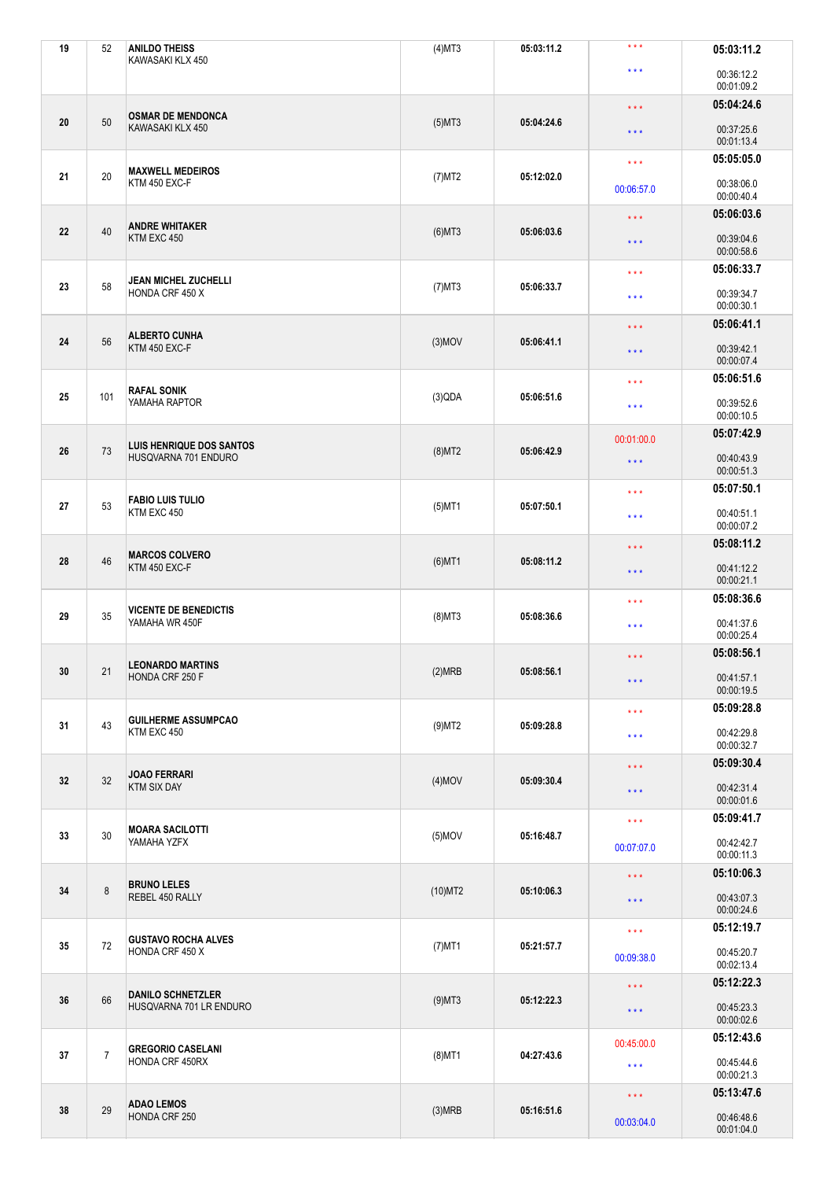| 19 | 52 | **ANILDO THEISS**<br>KAWASAKI KLX 450 | (4)MT3 | 05:03:11.2 | * * *<br>* * * | **05:03:11.2**<br>00:36:12.2<br>00:01:09.2 |
|---|---|---|---|---|---|---|
| 20 | 50 | **OSMAR DE MENDONCA**<br>KAWASAKI KLX 450 | (5)MT3 | 05:04:24.6 | * * *<br>* * * | **05:04:24.6**<br>00:37:25.6<br>00:01:13.4 |
| 21 | 20 | **MAXWELL MEDEIROS**<br>KTM 450 EXC-F | (7)MT2 | 05:12:02.0 | * * *<br>00:06:57.0 | **05:05:05.0**<br>00:38:06.0<br>00:00:40.4 |
| 22 | 40 | **ANDRE WHITAKER**<br>KTM EXC 450 | (6)MT3 | 05:06:03.6 | * * *<br>* * * | **05:06:03.6**<br>00:39:04.6<br>00:00:58.6 |
| 23 | 58 | **JEAN MICHEL ZUCHELLI**<br>HONDA CRF 450 X | (7)MT3 | 05:06:33.7 | * * *<br>* * * | **05:06:33.7**<br>00:39:34.7<br>00:00:30.1 |
| 24 | 56 | **ALBERTO CUNHA**<br>KTM 450 EXC-F | (3)MOV | 05:06:41.1 | * * *<br>* * * | **05:06:41.1**<br>00:39:42.1<br>00:00:07.4 |
| 25 | 101 | **RAFAL SONIK**<br>YAMAHA RAPTOR | (3)QDA | 05:06:51.6 | * * *<br>* * * | **05:06:51.6**<br>00:39:52.6<br>00:00:10.5 |
| 26 | 73 | **LUIS HENRIQUE DOS SANTOS**<br>HUSQVARNA 701 ENDURO | (8)MT2 | 05:06:42.9 | 00:01:00.0<br>* * * | **05:07:42.9**<br>00:40:43.9<br>00:00:51.3 |
| 27 | 53 | **FABIO LUIS TULIO**<br>KTM EXC 450 | (5)MT1 | 05:07:50.1 | * * *<br>* * * | **05:07:50.1**<br>00:40:51.1<br>00:00:07.2 |
| 28 | 46 | **MARCOS COLVERO**<br>KTM 450 EXC-F | (6)MT1 | 05:08:11.2 | * * *<br>* * * | **05:08:11.2**<br>00:41:12.2<br>00:00:21.1 |
| 29 | 35 | **VICENTE DE BENEDICTIS**<br>YAMAHA WR 450F | (8)MT3 | 05:08:36.6 | * * *<br>* * * | **05:08:36.6**<br>00:41:37.6<br>00:00:25.4 |
| 30 | 21 | **LEONARDO MARTINS**<br>HONDA CRF 250 F | (2)MRB | 05:08:56.1 | * * *<br>* * * | **05:08:56.1**<br>00:41:57.1<br>00:00:19.5 |
| 31 | 43 | **GUILHERME ASSUMPCAO**<br>KTM EXC 450 | (9)MT2 | 05:09:28.8 | * * *<br>* * * | **05:09:28.8**<br>00:42:29.8<br>00:00:32.7 |
| 32 | 32 | **JOAO FERRARI**<br>KTM SIX DAY | (4)MOV | 05:09:30.4 | * * *<br>* * * | **05:09:30.4**<br>00:42:31.4<br>00:00:01.6 |
| 33 | 30 | **MOARA SACILOTTI**<br>YAMAHA YZFX | (5)MOV | 05:16:48.7 | * * *<br>00:07:07.0 | **05:09:41.7**<br>00:42:42.7<br>00:00:11.3 |
| 34 | 8 | **BRUNO LELES**<br>REBEL 450 RALLY | (10)MT2 | 05:10:06.3 | * * *<br>* * * | **05:10:06.3**<br>00:43:07.3<br>00:00:24.6 |
| 35 | 72 | **GUSTAVO ROCHA ALVES**<br>HONDA CRF 450 X | (7)MT1 | 05:21:57.7 | * * *<br>00:09:38.0 | **05:12:19.7**<br>00:45:20.7<br>00:02:13.4 |
| 36 | 66 | **DANILO SCHNETZLER**<br>HUSQVARNA 701 LR ENDURO | (9)MT3 | 05:12:22.3 | * * *<br>* * * | **05:12:22.3**<br>00:45:23.3<br>00:00:02.6 |
| 37 | 7 | **GREGORIO CASELANI**<br>HONDA CRF 450RX | (8)MT1 | 04:27:43.6 | 00:45:00.0<br>* * * | **05:12:43.6**<br>00:45:44.6<br>00:00:21.3 |
| 38 | 29 | **ADAO LEMOS**<br>HONDA CRF 250 | (3)MRB | 05:16:51.6 | * * *<br>00:03:04.0 | **05:13:47.6**<br>00:46:48.6<br>00:01:04.0 |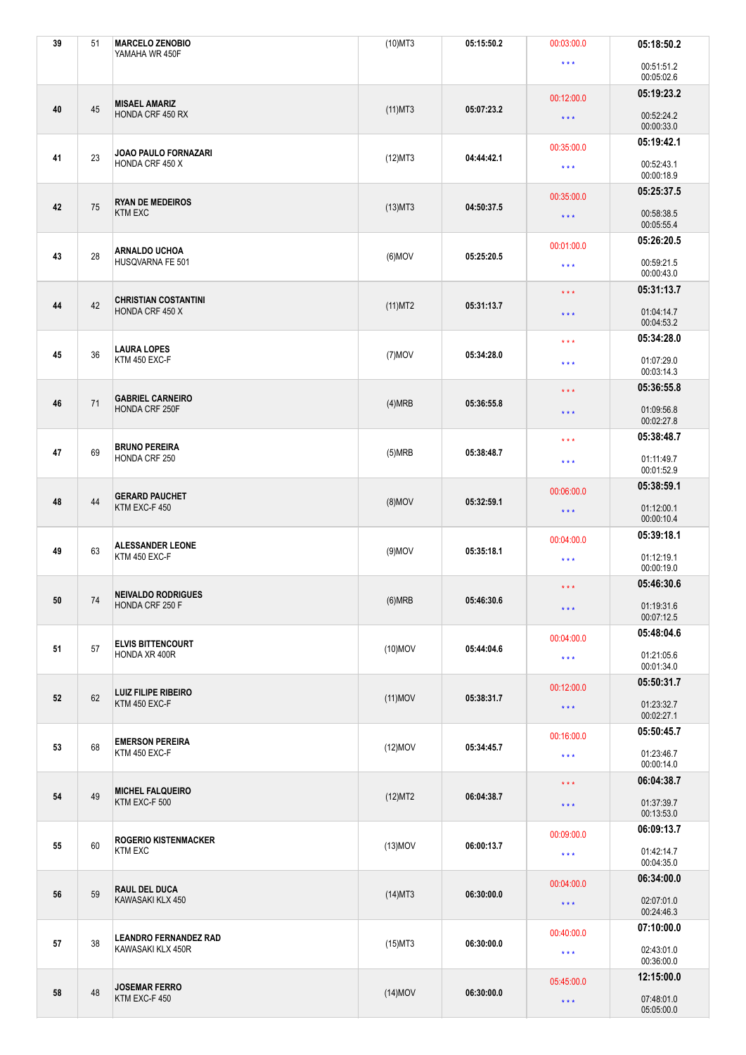| | | | | | | |
|---|---|---|---|---|---|---|
| 39 | 51 | **MARCELO ZENOBIO**<br>YAMAHA WR 450F | (10)MT3 | 05:15:50.2 | 00:03:00.0<br>* * * | **05:18:50.2**<br>00:51:51.2<br>00:05:02.6 |
| 40 | 45 | **MISAEL AMARIZ**<br>HONDA CRF 450 RX | (11)MT3 | 05:07:23.2 | 00:12:00.0<br>* * * | **05:19:23.2**<br>00:52:24.2<br>00:00:33.0 |
| 41 | 23 | **JOAO PAULO FORNAZARI**<br>HONDA CRF 450 X | (12)MT3 | 04:44:42.1 | 00:35:00.0<br>* * * | **05:19:42.1**<br>00:52:43.1<br>00:00:18.9 |
| 42 | 75 | **RYAN DE MEDEIROS**<br>KTM EXC | (13)MT3 | 04:50:37.5 | 00:35:00.0<br>* * * | **05:25:37.5**<br>00:58:38.5<br>00:05:55.4 |
| 43 | 28 | **ARNALDO UCHOA**<br>HUSQVARNA FE 501 | (6)MOV | 05:25:20.5 | 00:01:00.0<br>* * * | **05:26:20.5**<br>00:59:21.5<br>00:00:43.0 |
| 44 | 42 | **CHRISTIAN COSTANTINI**<br>HONDA CRF 450 X | (11)MT2 | 05:31:13.7 | * * *<br>* * * | **05:31:13.7**<br>01:04:14.7<br>00:04:53.2 |
| 45 | 36 | **LAURA LOPES**<br>KTM 450 EXC-F | (7)MOV | 05:34:28.0 | * * *<br>* * * | **05:34:28.0**<br>01:07:29.0<br>00:03:14.3 |
| 46 | 71 | **GABRIEL CARNEIRO**<br>HONDA CRF 250F | (4)MRB | 05:36:55.8 | * * *<br>* * * | **05:36:55.8**<br>01:09:56.8<br>00:02:27.8 |
| 47 | 69 | **BRUNO PEREIRA**<br>HONDA CRF 250 | (5)MRB | 05:38:48.7 | * * *<br>* * * | **05:38:48.7**<br>01:11:49.7<br>00:01:52.9 |
| 48 | 44 | **GERARD PAUCHET**<br>KTM EXC-F 450 | (8)MOV | 05:32:59.1 | 00:06:00.0<br>* * * | **05:38:59.1**<br>01:12:00.1<br>00:00:10.4 |
| 49 | 63 | **ALESSANDER LEONE**<br>KTM 450 EXC-F | (9)MOV | 05:35:18.1 | 00:04:00.0<br>* * * | **05:39:18.1**<br>01:12:19.1<br>00:00:19.0 |
| 50 | 74 | **NEIVALDO RODRIGUES**<br>HONDA CRF 250 F | (6)MRB | 05:46:30.6 | * * *<br>* * * | **05:46:30.6**<br>01:19:31.6<br>00:07:12.5 |
| 51 | 57 | **ELVIS BITTENCOURT**<br>HONDA XR 400R | (10)MOV | 05:44:04.6 | 00:04:00.0<br>* * * | **05:48:04.6**<br>01:21:05.6<br>00:01:34.0 |
| 52 | 62 | **LUIZ FILIPE RIBEIRO**<br>KTM 450 EXC-F | (11)MOV | 05:38:31.7 | 00:12:00.0<br>* * * | **05:50:31.7**<br>01:23:32.7<br>00:02:27.1 |
| 53 | 68 | **EMERSON PEREIRA**<br>KTM 450 EXC-F | (12)MOV | 05:34:45.7 | 00:16:00.0<br>* * * | **05:50:45.7**<br>01:23:46.7<br>00:00:14.0 |
| 54 | 49 | **MICHEL FALQUEIRO**<br>KTM EXC-F 500 | (12)MT2 | 06:04:38.7 | * * *<br>* * * | **06:04:38.7**<br>01:37:39.7<br>00:13:53.0 |
| 55 | 60 | **ROGERIO KISTENMACKER**<br>KTM EXC | (13)MOV | 06:00:13.7 | 00:09:00.0<br>* * * | **06:09:13.7**<br>01:42:14.7<br>00:04:35.0 |
| 56 | 59 | **RAUL DEL DUCA**<br>KAWASAKI KLX 450 | (14)MT3 | 06:30:00.0 | 00:04:00.0<br>* * * | **06:34:00.0**<br>02:07:01.0<br>00:24:46.3 |
| 57 | 38 | **LEANDRO FERNANDEZ RAD**<br>KAWASAKI KLX 450R | (15)MT3 | 06:30:00.0 | 00:40:00.0<br>* * * | **07:10:00.0**<br>02:43:01.0<br>00:36:00.0 |
| 58 | 48 | **JOSEMAR FERRO**<br>KTM EXC-F 450 | (14)MOV | 06:30:00.0 | 05:45:00.0<br>* * * | **12:15:00.0**<br>07:48:01.0<br>05:05:00.0 |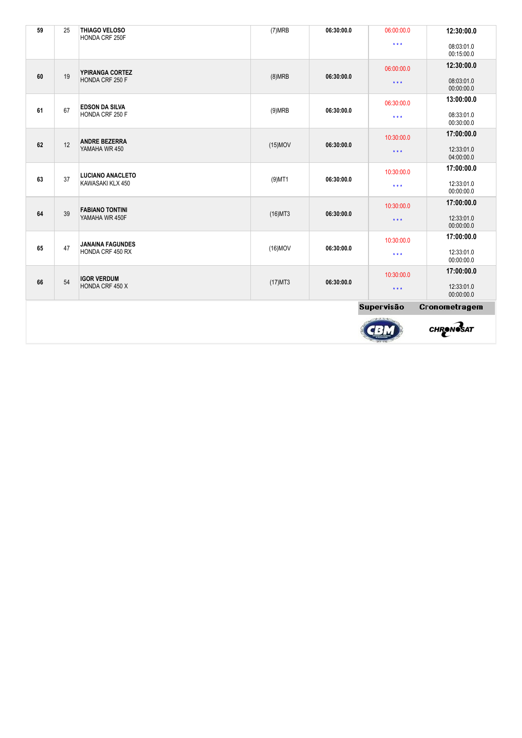| | | | | | | |
|---|---|---|---|---|---|---|
| 59 | 25 | **THIAGO VELOSO**<br>HONDA CRF 250F | (7)MRB | **06:30:00.0** | 06:00:00.0<br>* * * | **12:30:00.0**<br>08:03:01.0<br>00:15:00.0 |
| 60 | 19 | **YPIRANGA CORTEZ**<br>HONDA CRF 250 F | (8)MRB | **06:30:00.0** | 06:00:00.0<br>* * * | **12:30:00.0**<br>08:03:01.0<br>00:00:00.0 |
| 61 | 67 | **EDSON DA SILVA**<br>HONDA CRF 250 F | (9)MRB | **06:30:00.0** | 06:30:00.0<br>* * * | **13:00:00.0**<br>08:33:01.0<br>00:30:00.0 |
| 62 | 12 | **ANDRE BEZERRA**<br>YAMAHA WR 450 | (15)MOV | **06:30:00.0** | 10:30:00.0<br>* * * | **17:00:00.0**<br>12:33:01.0<br>04:00:00.0 |
| 63 | 37 | **LUCIANO ANACLETO**<br>KAWASAKI KLX 450 | (9)MT1 | **06:30:00.0** | 10:30:00.0<br>* * * | **17:00:00.0**<br>12:33:01.0<br>00:00:00.0 |
| 64 | 39 | **FABIANO TONTINI**<br>YAMAHA WR 450F | (16)MT3 | **06:30:00.0** | 10:30:00.0<br>* * * | **17:00:00.0**<br>12:33:01.0<br>00:00:00.0 |
| 65 | 47 | **JANAINA FAGUNDES**<br>HONDA CRF 450 RX | (16)MOV | **06:30:00.0** | 10:30:00.0<br>* * * | **17:00:00.0**<br>12:33:01.0<br>00:00:00.0 |
| 66 | 54 | **IGOR VERDUM**<br>HONDA CRF 450 X | (17)MT3 | **06:30:00.0** | 10:30:00.0<br>* * * | **17:00:00.0**<br>12:33:01.0<br>00:00:00.0 |

**Supervisão** **Cronometragem**

CBM CHRONOSAT